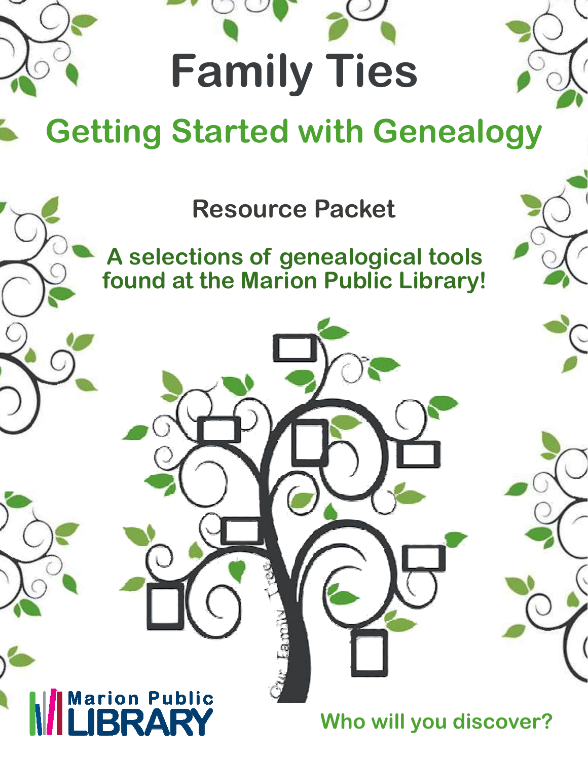# Family Ties

## Getting Started with Genealogy

### Resource Packet

**A selections of genealogical tools found at the Marion Public Library!**

Our Family Tree

Marion Public LIBRARY

**Who will you discover?**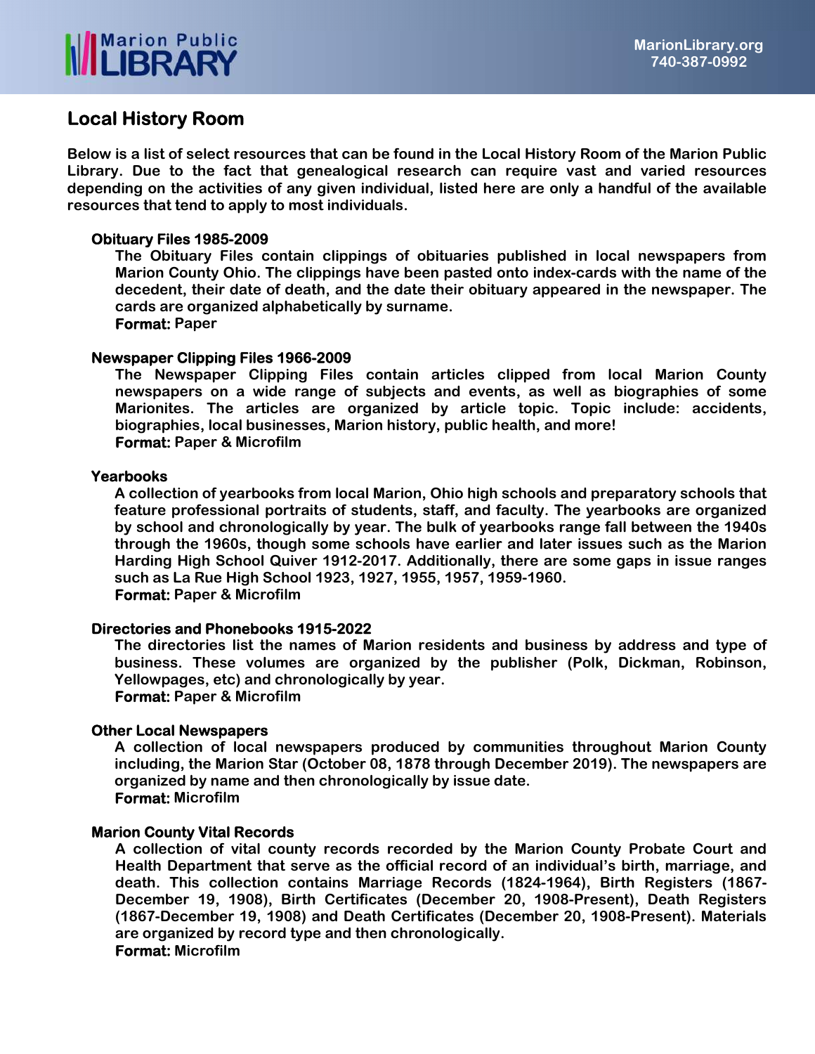## Local History Room

**Below is a list of select resources that can be found in the Local History Room of the Marion Public Library. Due to the fact that genealogical research can require vast and varied resources depending on the activities of any given individual, listed here are only a handful of the available resources that tend to apply to most individuals.**

### Obituary Files 1985-2009

The Obituary Files contain clippings of obituaries published in local newspapers from Marion County Ohio. The clippings have been pasted onto index-cards with the name of the decedent, their date of death, and the date their obituary appeared in the newspaper. The cards are organized alphabetically by surname.

**Format:** Paper

### Newspaper Clipping Files 1966-2009

The Newspaper Clipping Files contain articles clipped from local Marion County newspapers on a wide range of subjects and events, as well as biographies of some Marionites. The articles are organized by article topic. Topic include: accidents, biographies, local businesses, Marion history, public health, and more!

**Format:** Paper & Microfilm

### Yearbooks

A collection of yearbooks from local Marion, Ohio high schools and preparatory schools that feature professional portraits of students, staff, and faculty. The yearbooks are organized by school and chronologically by year. The bulk of yearbooks range fall between the 1940s through the 1960s, though some schools have earlier and later issues such as the Marion Harding High School Quiver 1912-2017. Additionally, there are some gaps in issue ranges such as La Rue High School 1923, 1927, 1955, 1957, 1959-1960.

**Format:** Paper & Microfilm

### Directories and Phonebooks 1915-2022

The directories list the names of Marion residents and business by address and type of business. These volumes are organized by the publisher (Polk, Dickman, Robinson, Yellowpages, etc) and chronologically by year.

**Format:** Paper & Microfilm

### Other Local Newspapers

A collection of local newspapers produced by communities throughout Marion County including, the Marion Star (October 08, 1878 through December 2019). The newspapers are organized by name and then chronologically by issue date.

**Format:** Microfilm

### Marion County Vital Records

A collection of vital county records recorded by the Marion County Probate Court and Health Department that serve as the official record of an individual's birth, marriage, and death. This collection contains Marriage Records (1824-1964), Birth Registers (1867-December 19, 1908), Birth Certificates (December 20, 1908-Present), Death Registers (1867-December 19, 1908) and Death Certificates (December 20, 1908-Present). Materials are organized by record type and then chronologically.

**Format:** Microfilm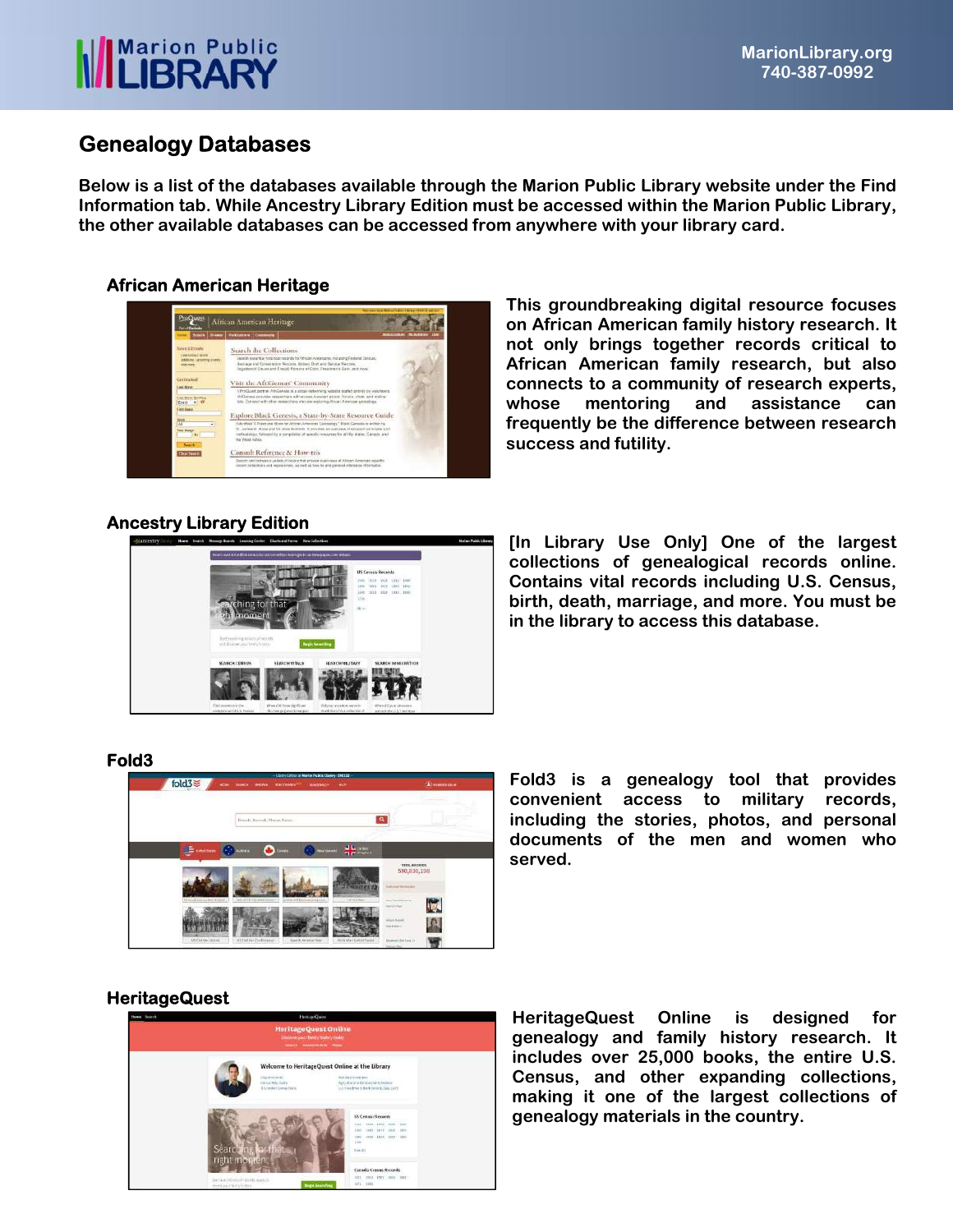## Genealogy Databases

**Below is a list of the databases available through the Marion Public Library website under the Find Information tab. While Ancestry Library Edition must be accessed within the Marion Public Library, the other available databases can be accessed from anywhere with your library card.**

### African American Heritage

This groundbreaking digital resource focuses on African American family history research. It not only brings together records critical to African American family research, but also connects to a community of research experts, whose mentoring and assistance can frequently be the difference between research success and futility.

### Ancestry Library Edition

[In Library Use Only] One of the largest collections of genealogical records online. Contains vital records including U.S. Census, birth, death, marriage, and more. You must be in the library to access this database.

### Fold3

Fold3 is a genealogy tool that provides convenient access to military records, including the stories, photos, and personal documents of the men and women who served.

### HeritageQuest

HeritageQuest Online is designed for genealogy and family history research. It includes over 25,000 books, the entire U.S. Census, and other expanding collections, making it one of the largest collections of genealogy materials in the country.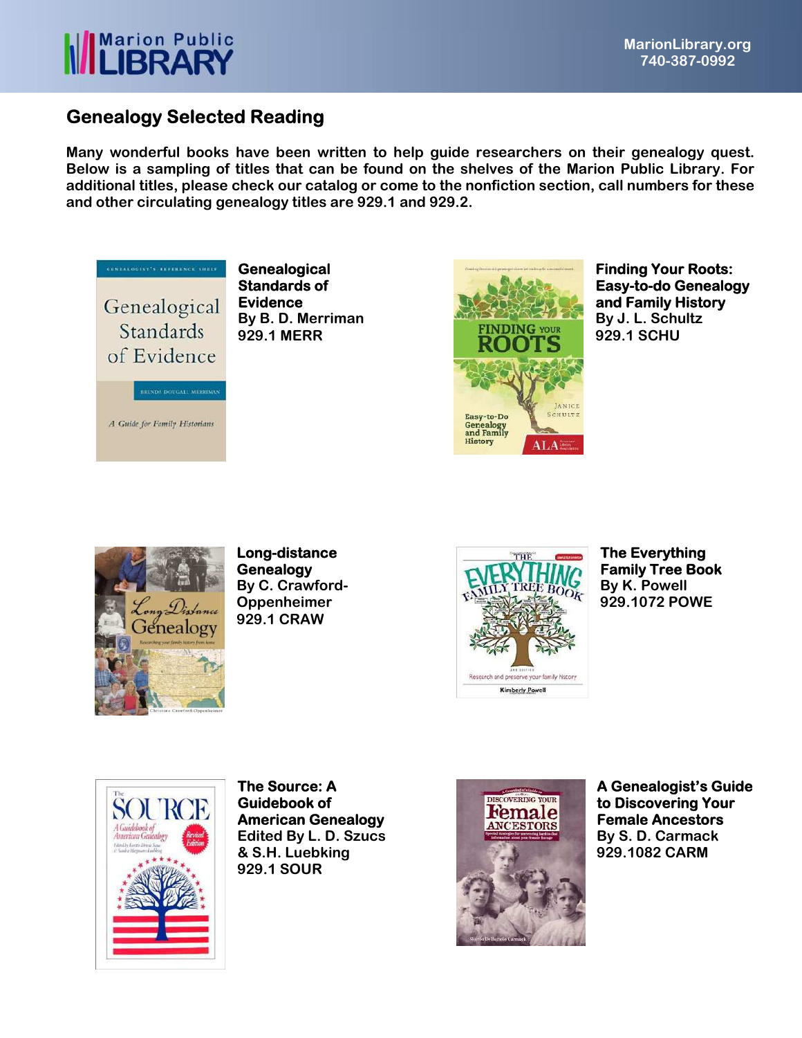Marion Public LIBRARY

MarionLibrary.org
740-387-0992

## Genealogy Selected Reading

**Many wonderful books have been written to help guide researchers on their genealogy quest. Below is a sampling of titles that can be found on the shelves of the Marion Public Library. For additional titles, please check our catalog or come to the nonfiction section, call numbers for these and other circulating genealogy titles are 929.1 and 929.2.**

**Genealogical Standards of Evidence**
By B. D. Merriman
929.1 MERR

**Finding Your Roots: Easy-to-do Genealogy and Family History**
By J. L. Schultz
929.1 SCHU

**Long-distance Genealogy**
By C. Crawford-Oppenheimer
929.1 CRAW

**The Everything Family Tree Book**
By K. Powell
929.1072 POWE

**The Source: A Guidebook of American Genealogy**
Edited By L. D. Szucs & S.H. Luebking
929.1 SOUR

**A Genealogist's Guide to Discovering Your Female Ancestors**
By S. D. Carmack
929.1082 CARM